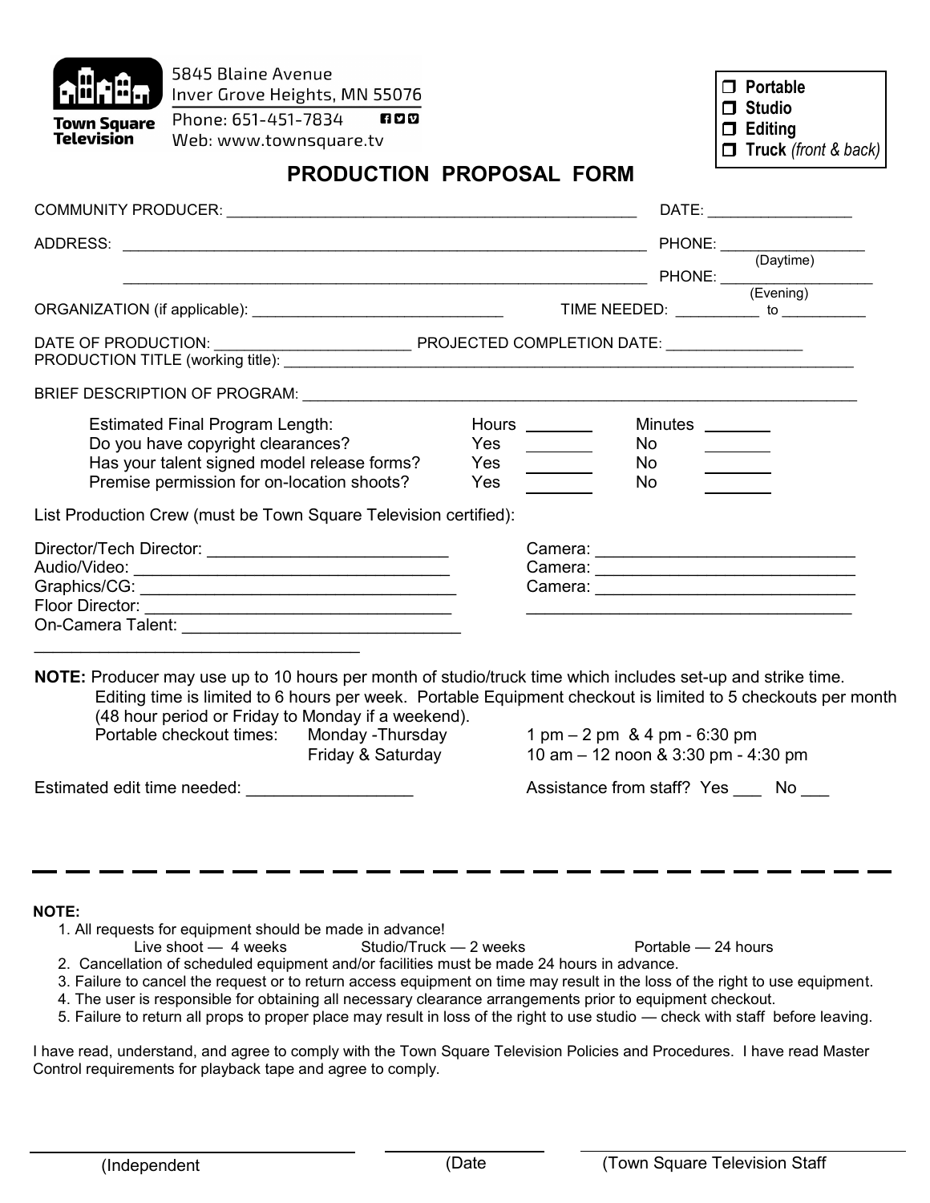5845 Blaine Avenue
Inver Grove Heights, MN 55076
Phone: 651-451-7834
Web: www.townsquare.tv

Town Square Television

- ❐ **Portable**
- ❐ **Studio**
- ❐ **Editing**
- ❐ **Truck** *(front & back)*

# PRODUCTION PROPOSAL FORM

COMMUNITY PRODUCER: ______________________________________________ DATE: ________________

ADDRESS: ____________________________________________________________ PHONE: ________________ (Daytime)

____________________________________________________________ PHONE: ________________ (Evening)

ORGANIZATION (if applicable): ______________________________ TIME NEEDED: __________ to __________

DATE OF PRODUCTION: ______________________ PROJECTED COMPLETION DATE: ________________

PRODUCTION TITLE (working title): ____________________________________________________________________

BRIEF DESCRIPTION OF PROGRAM: ____________________________________________________________________

| | | | | |
|---|---|---|---|---|
| Estimated Final Program Length: | Hours | _______ | Minutes | _______ |
| Do you have copyright clearances? | Yes | _______ | No | _______ |
| Has your talent signed model release forms? | Yes | _______ | No | _______ |
| Premise permission for on-location shoots? | Yes | _______ | No | _______ |

List Production Crew (must be Town Square Television certified):

Director/Tech Director: _________________________ Camera: ____________________________

Audio/Video: __________________________________ Camera: ____________________________

Graphics/CG: __________________________________ Camera: ____________________________

Floor Director: ________________________________ ____________________________________

On-Camera Talent: ______________________________

____________________________________

**NOTE:** Producer may use up to 10 hours per month of studio/truck time which includes set-up and strike time. Editing time is limited to 6 hours per week. Portable Equipment checkout is limited to 5 checkouts per month (48 hour period or Friday to Monday if a weekend).

Portable checkout times: Monday -Thursday 1 pm – 2 pm & 4 pm - 6:30 pm
Friday & Saturday 10 am – 12 noon & 3:30 pm - 4:30 pm

Estimated edit time needed: _________________ Assistance from staff? Yes ___ No ___

---

**NOTE:**

1. All requests for equipment should be made in advance!
   Live shoot — 4 weeks Studio/Truck — 2 weeks Portable — 24 hours
2. Cancellation of scheduled equipment and/or facilities must be made 24 hours in advance.
3. Failure to cancel the request or to return access equipment on time may result in the loss of the right to use equipment.
4. The user is responsible for obtaining all necessary clearance arrangements prior to equipment checkout.
5. Failure to return all props to proper place may result in loss of the right to use studio — check with staff before leaving.

I have read, understand, and agree to comply with the Town Square Television Policies and Procedures. I have read Master Control requirements for playback tape and agree to comply.

______________________ ______________ ______________________

(Independent (Date (Town Square Television Staff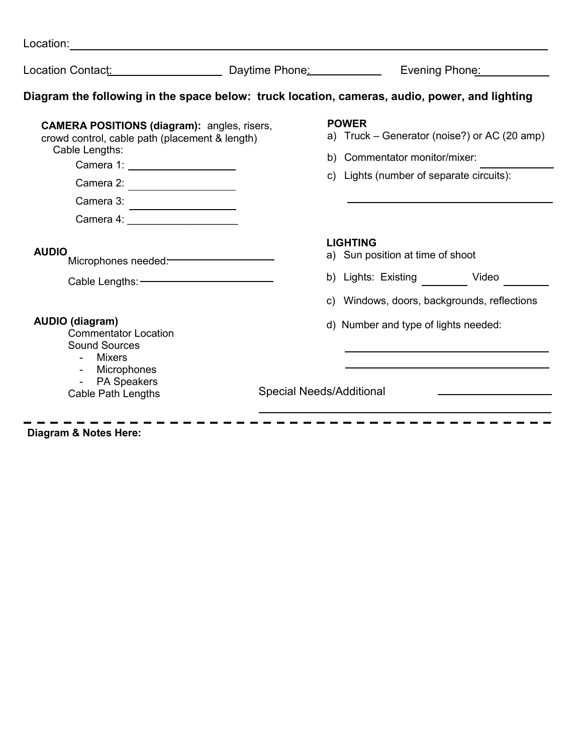Location: ______________________________________________

Location Contact: __________________ Daytime Phone: ____________ Evening Phone: ____________

**Diagram the following in the space below: truck location, cameras, audio, power, and lighting**

**CAMERA POSITIONS (diagram):** angles, risers, crowd control, cable path (placement & length)

Cable Lengths:

- Camera 1: __________________
- Camera 2: __________________
- Camera 3: __________________
- Camera 4: __________________

**AUDIO**

Microphones needed: __________________

Cable Lengths: __________________

**AUDIO (diagram)**

Commentator Location

Sound Sources

- Mixers
- Microphones
- PA Speakers

Cable Path Lengths

**POWER**

a) Truck – Generator (noise?) or AC (20 amp)

b) Commentator monitor/mixer: ____________

c) Lights (number of separate circuits):

______________________________

**LIGHTING**

a) Sun position at time of shoot

b) Lights: Existing ________ Video ________

c) Windows, doors, backgrounds, reflections

d) Number and type of lights needed:

______________________________

______________________________

Special Needs/Additional ______________________________

______________________________

**Diagram & Notes Here:**